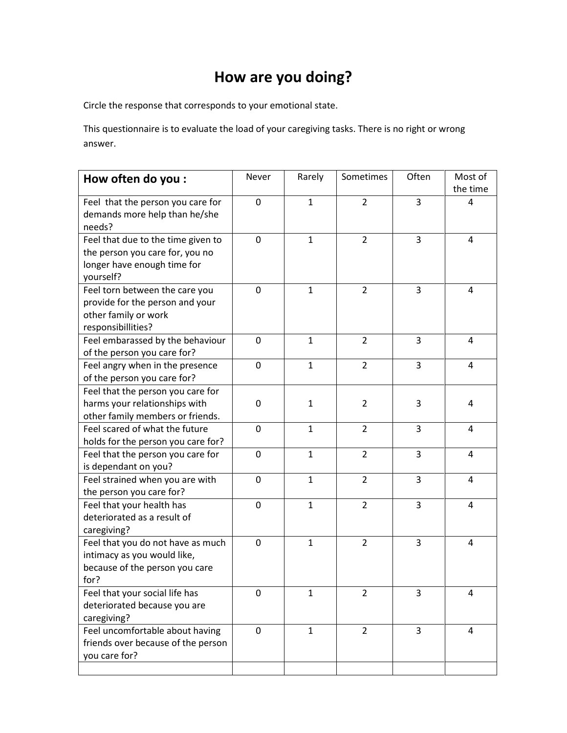# How are you doing?

Circle the response that corresponds to your emotional state.

This questionnaire is to evaluate the load of your caregiving tasks. There is no right or wrong answer.

| **How often do you :** | Never | Rarely | Sometimes | Often | Most of the time |
|---|---|---|---|---|---|
| Feel that the person you care for demands more help than he/she needs? | 0 | 1 | 2 | 3 | 4 |
| Feel that due to the time given to the person you care for, you no longer have enough time for yourself? | 0 | 1 | 2 | 3 | 4 |
| Feel torn between the care you provide for the person and your other family or work responsibillities? | 0 | 1 | 2 | 3 | 4 |
| Feel embarassed by the behaviour of the person you care for? | 0 | 1 | 2 | 3 | 4 |
| Feel angry when in the presence of the person you care for? | 0 | 1 | 2 | 3 | 4 |
| Feel that the person you care for harms your relationships with other family members or friends. | 0 | 1 | 2 | 3 | 4 |
| Feel scared of what the future holds for the person you care for? | 0 | 1 | 2 | 3 | 4 |
| Feel that the person you care for is dependant on you? | 0 | 1 | 2 | 3 | 4 |
| Feel strained when you are with the person you care for? | 0 | 1 | 2 | 3 | 4 |
| Feel that your health has deteriorated as a result of caregiving? | 0 | 1 | 2 | 3 | 4 |
| Feel that you do not have as much intimacy as you would like, because of the person you care for? | 0 | 1 | 2 | 3 | 4 |
| Feel that your social life has deteriorated because you are caregiving? | 0 | 1 | 2 | 3 | 4 |
| Feel uncomfortable about having friends over because of the person you care for? | 0 | 1 | 2 | 3 | 4 |
| | | | | | |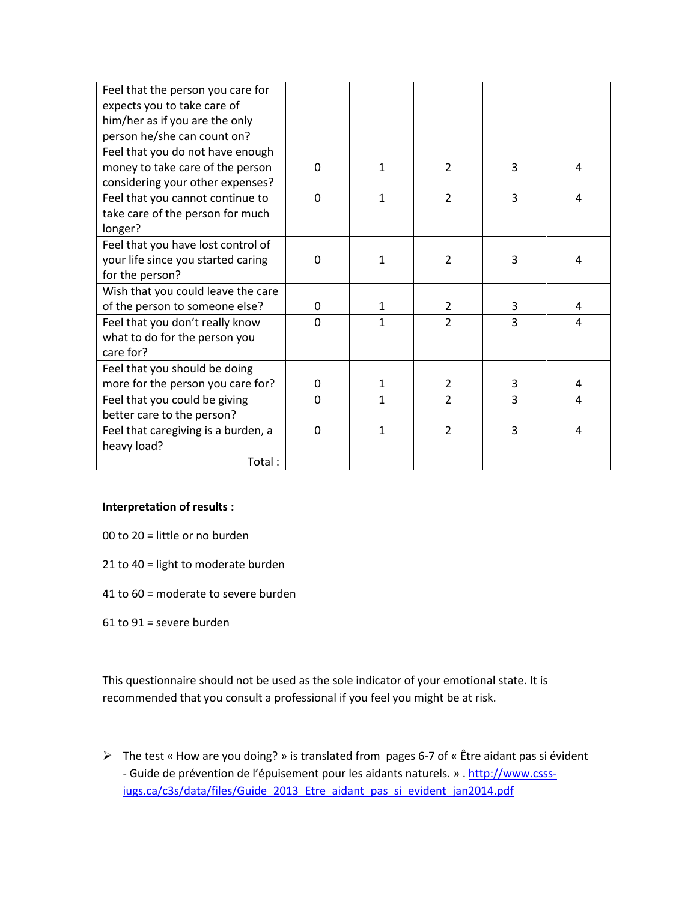| | | | | | |
|---|---|---|---|---|---|
| Feel that the person you care for expects you to take care of him/her as if you are the only person he/she can count on? | | | | | |
| Feel that you do not have enough money to take care of the person considering your other expenses? | 0 | 1 | 2 | 3 | 4 |
| Feel that you cannot continue to take care of the person for much longer? | 0 | 1 | 2 | 3 | 4 |
| Feel that you have lost control of your life since you started caring for the person? | 0 | 1 | 2 | 3 | 4 |
| Wish that you could leave the care of the person to someone else? | 0 | 1 | 2 | 3 | 4 |
| Feel that you don't really know what to do for the person you care for? | 0 | 1 | 2 | 3 | 4 |
| Feel that you should be doing more for the person you care for? | 0 | 1 | 2 | 3 | 4 |
| Feel that you could be giving better care to the person? | 0 | 1 | 2 | 3 | 4 |
| Feel that caregiving is a burden, a heavy load? | 0 | 1 | 2 | 3 | 4 |
| Total : | | | | | |

**Interpretation of results :**

00 to 20 = little or no burden

21 to 40 = light to moderate burden

41 to 60 = moderate to severe burden

61 to 91 = severe burden

This questionnaire should not be used as the sole indicator of your emotional state. It is recommended that you consult a professional if you feel you might be at risk.

- The test « How are you doing? » is translated from pages 6-7 of « Être aidant pas si évident - Guide de prévention de l'épuisement pour les aidants naturels. » . http://www.csss-iugs.ca/c3s/data/files/Guide_2013_Etre_aidant_pas_si_evident_jan2014.pdf